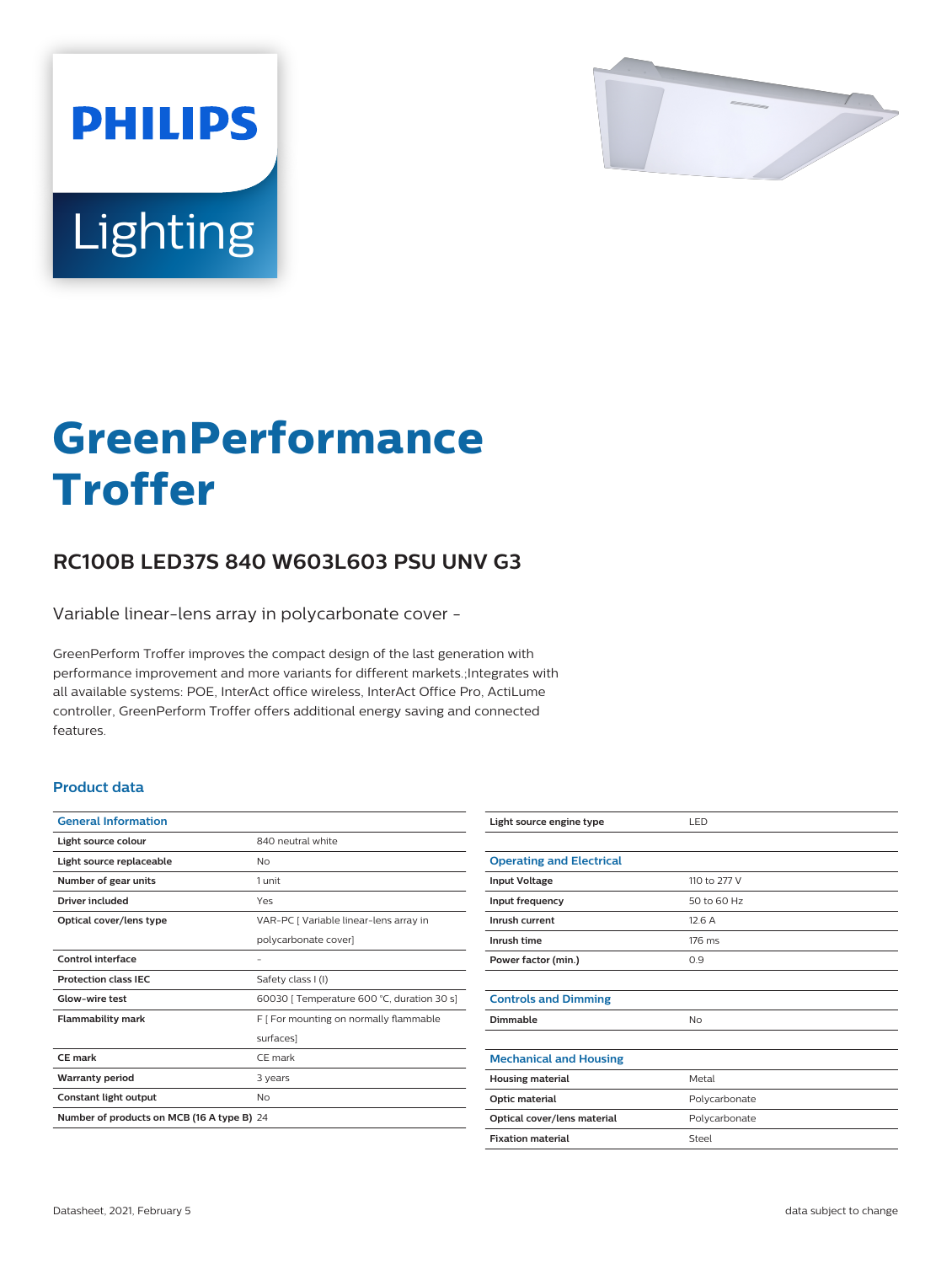# GreenPerformance Troffer

## RC100B LED37S 840 W603L603 PSU UNV G3

Variable linear-lens array in polycarbonate cover -

GreenPerform Troffer improves the compact design of the last generation with performance improvement and more variants for different markets.;Integrates with all available systems: POE, InterAct office wireless, InterAct Office Pro, ActiLume controller, GreenPerform Troffer offers additional energy saving and connected features.

### Product data

| General Information | |
|---|---|
| Light source colour | 840 neutral white |
| Light source replaceable | No |
| Number of gear units | 1 unit |
| Driver included | Yes |
| Optical cover/lens type | VAR-PC [ Variable linear-lens array in polycarbonate cover] |
| Control interface | - |
| Protection class IEC | Safety class I (I) |
| Glow-wire test | 60030 [ Temperature 600 °C, duration 30 s] |
| Flammability mark | F [ For mounting on normally flammable surfaces] |
| CE mark | CE mark |
| Warranty period | 3 years |
| Constant light output | No |
| Number of products on MCB (16 A type B) | 24 |
| Light source engine type | LED |

| Operating and Electrical | |
|---|---|
| Input Voltage | 110 to 277 V |
| Input frequency | 50 to 60 Hz |
| Inrush current | 12.6 A |
| Inrush time | 176 ms |
| Power factor (min.) | 0.9 |

| Controls and Dimming | |
|---|---|
| Dimmable | No |

| Mechanical and Housing | |
|---|---|
| Housing material | Metal |
| Optic material | Polycarbonate |
| Optical cover/lens material | Polycarbonate |
| Fixation material | Steel |

Datasheet, 2021, February 5

data subject to change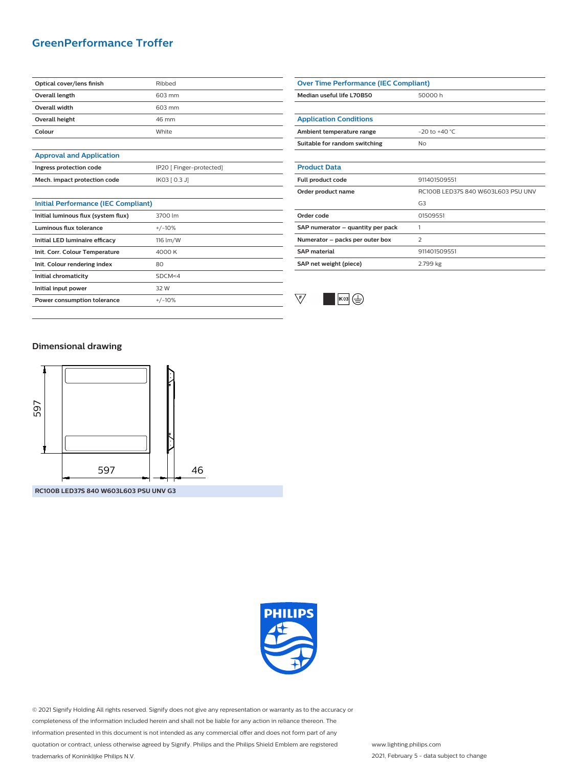## GreenPerformance Troffer

| | |
|---|---|
| Optical cover/lens finish | Ribbed |
| Overall length | 603 mm |
| Overall width | 603 mm |
| Overall height | 46 mm |
| Colour | White |

### Approval and Application

| | |
|---|---|
| Ingress protection code | IP20 [ Finger-protected] |
| Mech. impact protection code | IK03 [ 0.3 J] |

### Initial Performance (IEC Compliant)

| | |
|---|---|
| Initial luminous flux (system flux) | 3700 lm |
| Luminous flux tolerance | +/-10% |
| Initial LED luminaire efficacy | 116 lm/W |
| Init. Corr. Colour Temperature | 4000 K |
| Init. Colour rendering index | 80 |
| Initial chromaticity | SDCM<4 |
| Initial input power | 32 W |
| Power consumption tolerance | +/-10% |

### Over Time Performance (IEC Compliant)

| | |
|---|---|
| Median useful life L70B50 | 50000 h |

### Application Conditions

| | |
|---|---|
| Ambient temperature range | -20 to +40 °C |
| Suitable for random switching | No |

### Product Data

| | |
|---|---|
| Full product code | 911401509551 |
| Order product name | RC100B LED37S 840 W603L603 PSU UNV G3 |
| Order code | 01509551 |
| SAP numerator – quantity per pack | 1 |
| Numerator – packs per outer box | 2 |
| SAP material | 911401509551 |
| SAP net weight (piece) | 2.799 kg |

F IK03

### Dimensional drawing

597

597

46

RC100B LED37S 840 W603L603 PSU UNV G3

PHILIPS

© 2021 Signify Holding All rights reserved. Signify does not give any representation or warranty as to the accuracy or completeness of the information included herein and shall not be liable for any action in reliance thereon. The information presented in this document is not intended as any commercial offer and does not form part of any quotation or contract, unless otherwise agreed by Signify. Philips and the Philips Shield Emblem are registered trademarks of Koninklijke Philips N.V.

www.lighting.philips.com

2021, February 5 - data subject to change